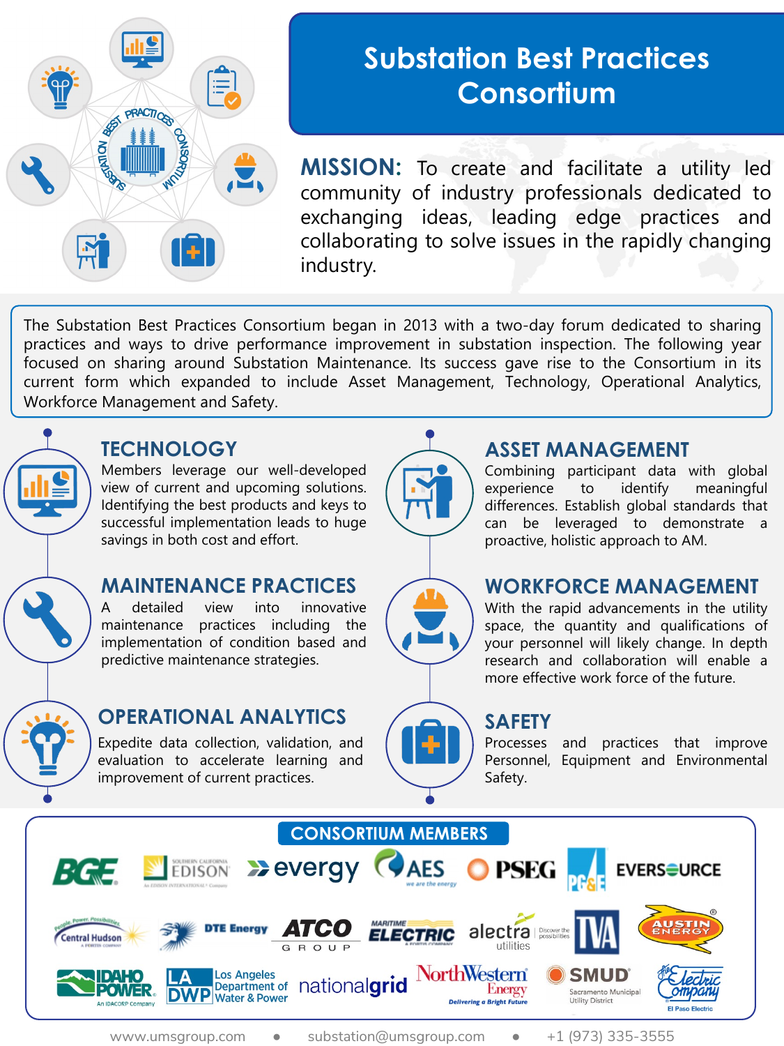# Substation Best Practices Consortium

**MISSION:** To create and facilitate a utility led community of industry professionals dedicated to exchanging ideas, leading edge practices and collaborating to solve issues in the rapidly changing industry.

The Substation Best Practices Consortium began in 2013 with a two-day forum dedicated to sharing practices and ways to drive performance improvement in substation inspection. The following year focused on sharing around Substation Maintenance. Its success gave rise to the Consortium in its current form which expanded to include Asset Management, Technology, Operational Analytics, Workforce Management and Safety.

## TECHNOLOGY

Members leverage our well-developed view of current and upcoming solutions. Identifying the best products and keys to successful implementation leads to huge savings in both cost and effort.

## MAINTENANCE PRACTICES

A detailed view into innovative maintenance practices including the implementation of condition based and predictive maintenance strategies.

## OPERATIONAL ANALYTICS

Expedite data collection, validation, and evaluation to accelerate learning and improvement of current practices.

## ASSET MANAGEMENT

Combining participant data with global experience to identify meaningful differences. Establish global standards that can be leveraged to demonstrate a proactive, holistic approach to AM.

## WORKFORCE MANAGEMENT

With the rapid advancements in the utility space, the quantity and qualifications of your personnel will likely change. In depth research and collaboration will enable a more effective work force of the future.

## SAFETY

Processes and practices that improve Personnel, Equipment and Environmental Safety.

## CONSORTIUM MEMBERS

BGE, Southern California Edison, evergy, AES, PSEG, PG&E, Eversource, Central Hudson, DTE Energy, ATCO Group, Maritime Electric, alectra utilities, TVA, Austin Energy, Idaho Power, Los Angeles Department of Water & Power, nationalgrid, NorthWestern Energy, SMUD Sacramento Municipal Utility District, El Paso Electric

www.umsgroup.com • substation@umsgroup.com • +1 (973) 335-3555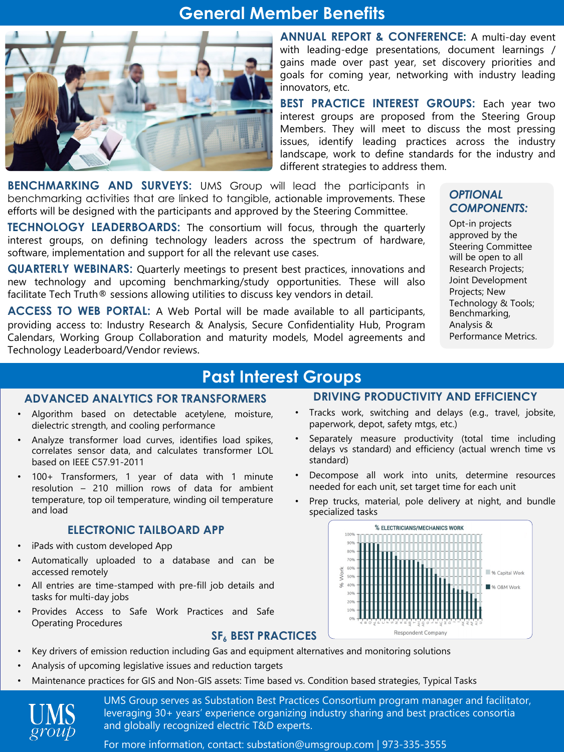# General Member Benefits

**ANNUAL REPORT & CONFERENCE:** A multi-day event with leading-edge presentations, document learnings / gains made over past year, set discovery priorities and goals for coming year, networking with industry leading innovators, etc.

**BEST PRACTICE INTEREST GROUPS:** Each year two interest groups are proposed from the Steering Group Members. They will meet to discuss the most pressing issues, identify leading practices across the industry landscape, work to define standards for the industry and different strategies to address them.

**BENCHMARKING AND SURVEYS:** UMS Group will lead the participants in benchmarking activities that are linked to tangible, actionable improvements. These efforts will be designed with the participants and approved by the Steering Committee.

**TECHNOLOGY LEADERBOARDS:** The consortium will focus, through the quarterly interest groups, on defining technology leaders across the spectrum of hardware, software, implementation and support for all the relevant use cases.

**QUARTERLY WEBINARS:** Quarterly meetings to present best practices, innovations and new technology and upcoming benchmarking/study opportunities. These will also facilitate Tech Truth® sessions allowing utilities to discuss key vendors in detail.

**ACCESS TO WEB PORTAL:** A Web Portal will be made available to all participants, providing access to: Industry Research & Analysis, Secure Confidentiality Hub, Program Calendars, Working Group Collaboration and maturity models, Model agreements and Technology Leaderboard/Vendor reviews.

***OPTIONAL COMPONENTS:***

Opt-in projects approved by the Steering Committee will be open to all Research Projects; Joint Development Projects; New Technology & Tools; Benchmarking, Analysis & Performance Metrics.

# Past Interest Groups

### ADVANCED ANALYTICS FOR TRANSFORMERS

- Algorithm based on detectable acetylene, moisture, dielectric strength, and cooling performance
- Analyze transformer load curves, identifies load spikes, correlates sensor data, and calculates transformer LOL based on IEEE C57.91-2011
- 100+ Transformers, 1 year of data with 1 minute resolution – 210 million rows of data for ambient temperature, top oil temperature, winding oil temperature and load

### ELECTRONIC TAILBOARD APP

- iPads with custom developed App
- Automatically uploaded to a database and can be accessed remotely
- All entries are time-stamped with pre-fill job details and tasks for multi-day jobs
- Provides Access to Safe Work Practices and Safe Operating Procedures

### DRIVING PRODUCTIVITY AND EFFICIENCY

- Tracks work, switching and delays (e.g., travel, jobsite, paperwork, depot, safety mtgs, etc.)
- Separately measure productivity (total time including delays vs standard) and efficiency (actual wrench time vs standard)
- Decompose all work into units, determine resources needed for each unit, set target time for each unit
- Prep trucks, material, pole delivery at night, and bundle specialized tasks

% ELECTRICIANS/MECHANICS WORK

100%
90%
80%
70%
60%
50%
40%
30%
20%
10%
0%

% Work

Respondent Company

% Capital Work

% O&M Work

### $SF_6$ BEST PRACTICES

- Key drivers of emission reduction including Gas and equipment alternatives and monitoring solutions
- Analysis of upcoming legislative issues and reduction targets
- Maintenance practices for GIS and Non-GIS assets: Time based vs. Condition based strategies, Typical Tasks

UMS group

UMS Group serves as Substation Best Practices Consortium program manager and facilitator, leveraging 30+ years' experience organizing industry sharing and best practices consortia and globally recognized electric T&D experts.

For more information, contact: substation@umsgroup.com | 973-335-3555